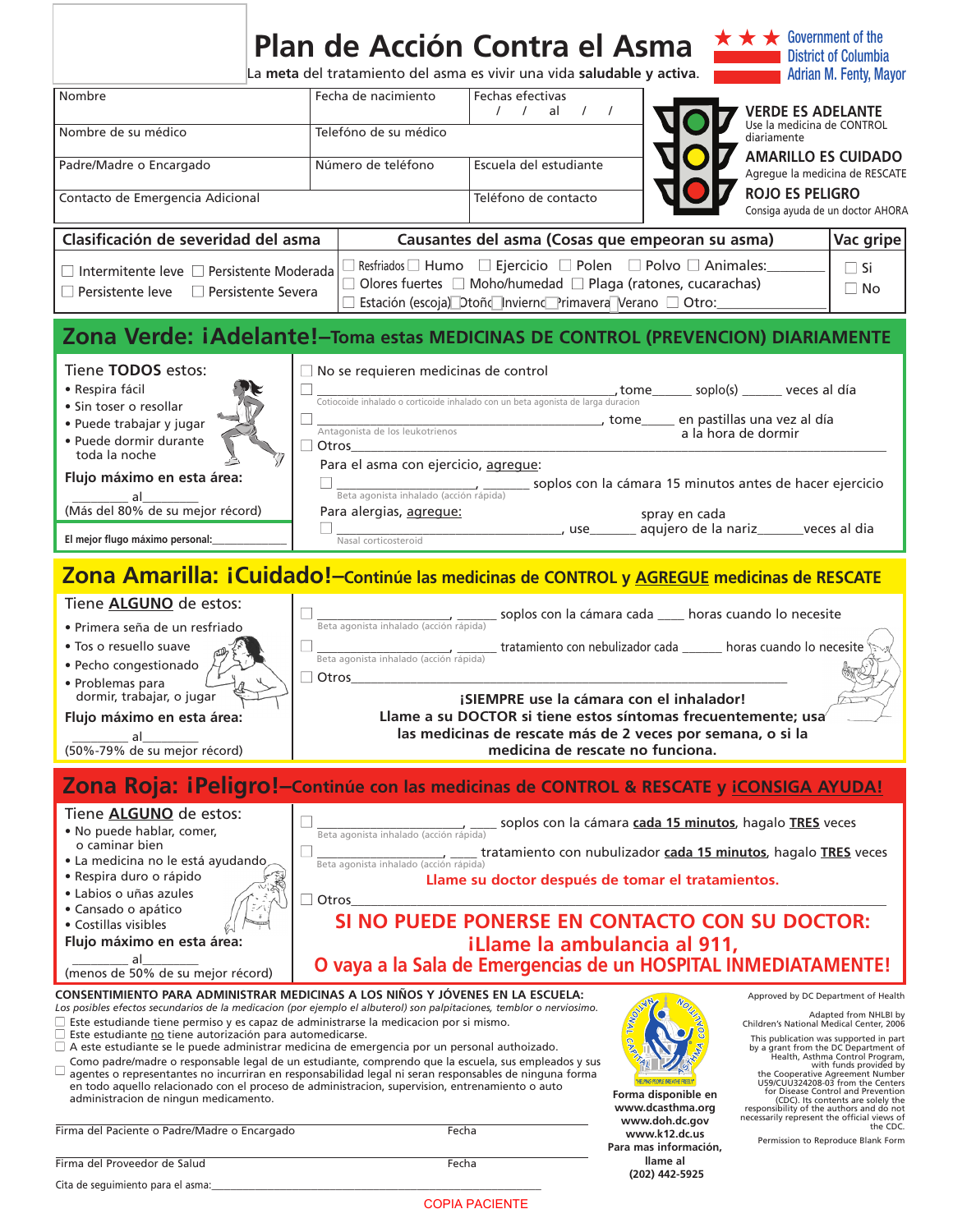# Plan de Acción Contra el Asma

La **meta** del tratamiento del asma es vivir una vida **saludable** y **activa**.

★ ★ ★ Government of the District of Columbia
Adrian M. Fenty, Mayor

| Nombre | Fecha de nacimiento | Fechas efectivas / / al / / |
|---|---|---|
| Nombre de su médico | Telefóno de su médico | |
| Padre/Madre o Encargado | Número de teléfono | Escuela del estudiante |
| Contacto de Emergencia Adicional | | Teléfono de contacto |

**VERDE ES ADELANTE**
Use la medicina de CONTROL diariamente

**AMARILLO ES CUIDADO**
Agregue la medicina de RESCATE

**ROJO ES PELIGRO**
Consiga ayuda de un doctor AHORA

| Clasificación de severidad del asma | Causantes del asma (Cosas que empeoran su asma) | Vac gripe |
|---|---|---|
| ☐ Intermitente leve ☐ Persistente Moderada ☐ Persistente leve ☐ Persistente Severa | ☐ Resfriados ☐ Humo ☐ Ejercicio ☐ Polen ☐ Polvo ☐ Animales:________ ☐ Olores fuertes ☐ Moho/humedad ☐ Plaga (ratones, cucarachas) ☐ Estación (escoja) ☐ Otoño ☐ Invierno ☐ Primavera ☐ Verano ☐ Otro:__________ | ☐ Si ☐ No |

## Zona Verde: ¡Adelante!–Toma estas MEDICINAS DE CONTROL (PREVENCION) DIARIAMENTE

Tiene **TODOS** estos:
- Respira fácil
- Sin toser o resollar
- Puede trabajar y jugar
- Puede dormir durante toda la noche

**Flujo máximo en esta área:**

________ al________
(Más del 80% de su mejor récord)

**El mejor flugo máximo personal:**____________

☐ No se requieren medicinas de control

☐ ______________________________, tome______ soplo(s) ______ veces al día
Cotiocoide inhalado o corticoide inhalado con un beta agonista de larga duracion

☐ ______________________________, tome_____ en pastillas una vez al día a la hora de dormir
Antagonista de los leukotrienos

☐ Otros__________________________________________________

Para el asma con ejercicio, agregue:

☐ __________________________, _______ soplos con la cámara 15 minutos antes de hacer ejercicio
Beta agonista inhalado (acción rápida)

Para alergias, agregue:

☐ ______________________________, use_______ spray en cada aquijero de la nariz_______veces al dia
Nasal corticosteroid

## Zona Amarilla: ¡Cuidado!–Continúe las medicinas de CONTROL y AGREGUE medicinas de RESCATE

Tiene **ALGUNO** de estos:
- Primera seña de un resfriado
- Tos o resuello suave
- Pecho congestionado
- Problemas para dormir, trabajar, o jugar

**Flujo máximo en esta área:**

________ al________
(50%-79% de su mejor récord)

☐ ____________________, ______ soplos con la cámara cada ____ horas cuando lo necesite
Beta agonista inhalado (acción rápida)

☐ ____________________, ______ tratamiento con nebulizador cada ______ horas cuando lo necesite
Beta agonista inhalado (acción rápida)

☐ Otros__________________________________________________

**¡SIEMPRE use la cámara con el inhalador!**
**Llame a su DOCTOR si tiene estos síntomas frecuentemente; usa las medicinas de rescate más de 2 veces por semana, o si la medicina de rescate no funciona.**

## Zona Roja: ¡Peligro!–Continúe con las medicinas de CONTROL & RESCATE y ¡CONSIGA AYUDA!

Tiene **ALGUNO** de estos:
- No puede hablar, comer, o caminar bien
- La medicina no le está ayudando
- Respira duro o rápido
- Labios o uñas azules
- Cansado o apático
- Costillas visibles

**Flujo máximo en esta área:**

________ al________
(menos de 50% de su mejor récord)

☐ ____________________, ____ soplos con la cámara **cada 15 minutos**, hagalo **TRES** veces
Beta agonista inhalado (acción rápida)

☐ ____________________, ____ tratamiento con nubulizador **cada 15 minutos**, hagalo **TRES** veces
Beta agonista inhalado (acción rápida)

**Llame su doctor después de tomar el tratamientos.**

☐ Otros__________________________________________________

**SI NO PUEDE PONERSE EN CONTACTO CON SU DOCTOR:**
**¡Llame la ambulancia al 911,**
**O vaya a la Sala de Emergencias de un HOSPITAL INMEDIATAMENTE!**

**CONSENTIMIENTO PARA ADMINISTRAR MEDICINAS A LOS NIÑOS Y JÓVENES EN LA ESCUELA:**
*Los posibles efectos secundarios de la medicacion (por ejemplo el albuterol) son palpitaciones, temblor o nerviosimo.*

☐ Este estudiante tiene permiso y es capaz de administrarse la medicacion por si mismo.
☐ Este estudiante no tiene autorización para automedicarse.
☐ A este estudiante se le puede administrar medicina de emergencia por un personal authoizado.
☐ Como padre/madre o responsable legal de un estudiante, comprendo que la escuela, sus empleados y sus agentes o representantes no incurriran en un responsabilidad legal ni seran responsables de ninguna forma en todo aquello relacionado con el proceso de administracion, supervision, entrenamiento o auto administracion de ningun medicamento.

______________________________________________ ____________
Firma del Paciente o Padre/Madre o Encargado Fecha

______________________________________________ ____________
Firma del Proveedor de Salud Fecha

Cita de seguimiento para el asma:__________________________________

**Forma disponible en**
**www.dcasthma.org**
**www.doh.dc.gov**
**www.k12.dc.us**
**Para mas información, llame al**
**(202) 442-5925**

Approved by DC Department of Health

Adapted from NHLBI by Children's National Medical Center, 2006

This publication was supported in part by a grant from the DC Department of Health, Asthma Control Program, with funds provided by the Cooperative Agreement Number U59/CCU324208-03 from the Centers for Disease Control and Prevention (CDC). Its contents are solely the responsibility of the authors and do not necessarily represent the official views of the CDC.

Permission to Reproduce Blank Form

COPIA PACIENTE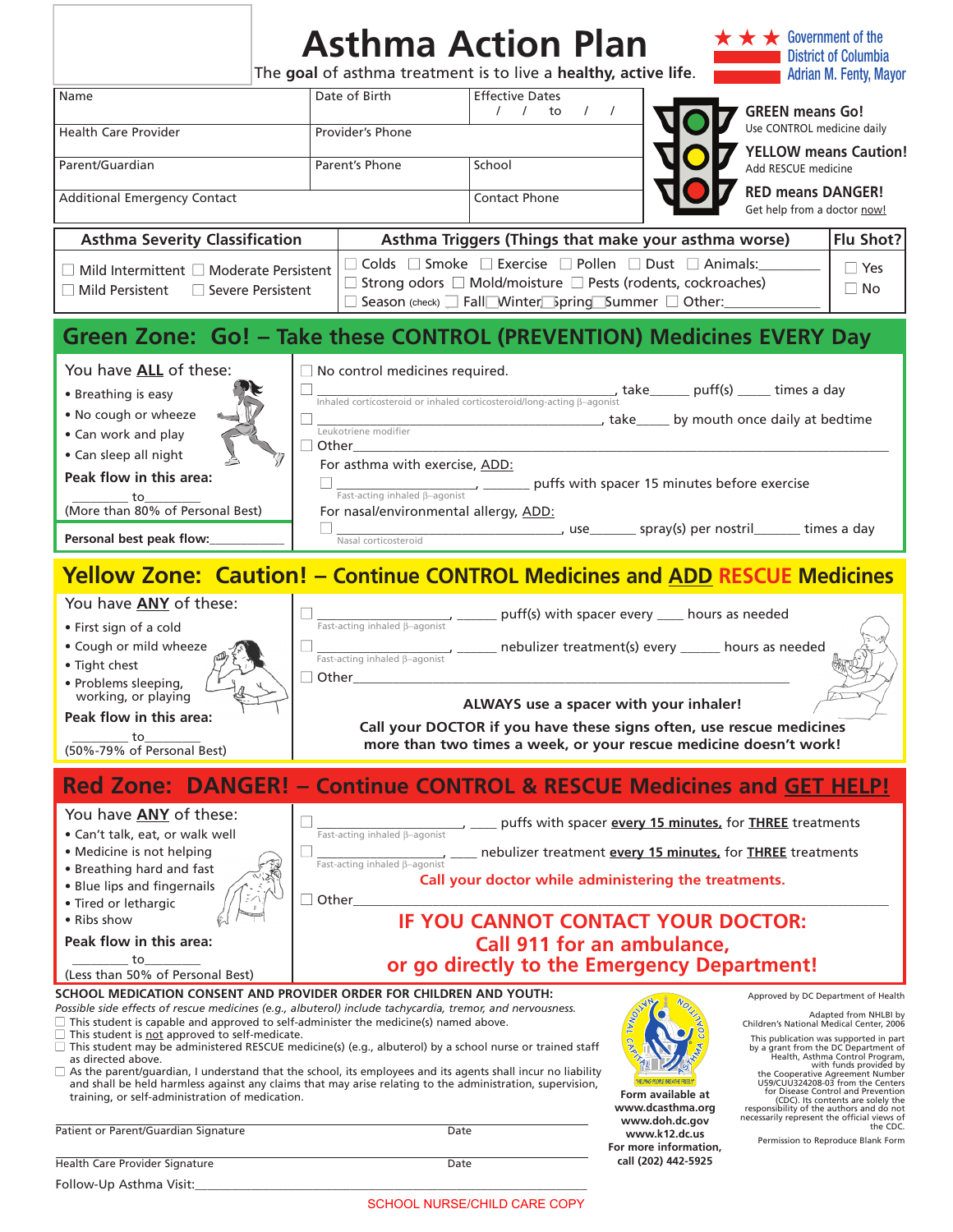# Asthma Action Plan

The **goal** of asthma treatment is to live a **healthy, active life.**

★ ★ ★ Government of the District of Columbia
Adrian M. Fenty, Mayor

| Name | Date of Birth | Effective Dates<br>/ / to / / |
|---|---|---|
| Health Care Provider | Provider's Phone | |
| Parent/Guardian | Parent's Phone | School |
| Additional Emergency Contact | | Contact Phone |

**GREEN means Go!**
Use CONTROL medicine daily

**YELLOW means Caution!**
Add RESCUE medicine

**RED means DANGER!**
Get help from a doctor now!

| Asthma Severity Classification | Asthma Triggers (Things that make your asthma worse) | Flu Shot? |
|---|---|---|
| ☐ Mild Intermittent ☐ Moderate Persistent<br>☐ Mild Persistent ☐ Severe Persistent | ☐ Colds ☐ Smoke ☐ Exercise ☐ Pollen ☐ Dust ☐ Animals:________<br>☐ Strong odors ☐ Mold/moisture ☐ Pests (rodents, cockroaches)<br>☐ Season (check) ☐ Fall ☐ Winter ☐ Spring ☐ Summer ☐ Other:________ | ☐ Yes<br>☐ No |

## Green Zone: Go! – Take these CONTROL (PREVENTION) Medicines EVERY Day

You have **ALL** of these:

- Breathing is easy
- No cough or wheeze
- Can work and play
- Can sleep all night

**Peak flow in this area:**

________ to ________
(More than 80% of Personal Best)

**Personal best peak flow:**____________

☐ No control medicines required.

☐ ______________________________, take______ puff(s) _____ times a day
Inhaled corticosteroid or inhaled corticosteroid/long-acting β-agonist

☐ ______________________________, take_____ by mouth once daily at bedtime
Leukotriene modifier

☐ Other______________________________

For asthma with exercise, ADD:

☐ ______________________, _______ puffs with spacer 15 minutes before exercise
Fast-acting inhaled β-agonist

For nasal/environmental allergy, ADD:

☐ ______________________________, use_______ spray(s) per nostril_______ times a day
Nasal corticosteroid

## Yellow Zone: Caution! – Continue CONTROL Medicines and ADD RESCUE Medicines

You have **ANY** of these:

- First sign of a cold
- Cough or mild wheeze
- Tight chest
- Problems sleeping, working, or playing

**Peak flow in this area:**

________ to ________
(50%-79% of Personal Best)

☐ ________________, ______ puff(s) with spacer every ____ hours as needed
Fast-acting inhaled β-agonist

☐ ________________, ______ nebulizer treatment(s) every ______ hours as needed
Fast-acting inhaled β-agonist

☐ Other______________________________

**ALWAYS use a spacer with your inhaler!**

**Call your DOCTOR if you have these signs often, use rescue medicines more than two times a week, or your rescue medicine doesn't work!**

## Red Zone: DANGER! – Continue CONTROL & RESCUE Medicines and GET HELP!

You have **ANY** of these:

- Can't talk, eat, or walk well
- Medicine is not helping
- Breathing hard and fast
- Blue lips and fingernails
- Tired or lethargic
- Ribs show

**Peak flow in this area:**

________ to ________
(Less than 50% of Personal Best)

☐ ________________, ____ puffs with spacer **every 15 minutes,** for **THREE** treatments
Fast-acting inhaled β-agonist

☐ ________________, ____ nebulizer treatment **every 15 minutes,** for **THREE** treatments
Fast-acting inhaled β-agonist

**Call your doctor while administering the treatments.**

☐ Other______________________________

**IF YOU CANNOT CONTACT YOUR DOCTOR: Call 911 for an ambulance, or go directly to the Emergency Department!**

**SCHOOL MEDICATION CONSENT AND PROVIDER ORDER FOR CHILDREN AND YOUTH:**

*Possible side effects of rescue medicines (e.g., albuterol) include tachycardia, tremor, and nervousness.*

☐ This student is capable and approved to self-administer the medicine(s) named above.
☐ This student is not approved to self-medicate.
☐ This student may be administered RESCUE medicine(s) (e.g., albuterol) by a school nurse or trained staff as directed above.
☐ As the parent/guardian, I understand that the school, its employees and its agents shall incur no liability and shall be held harmless against any claims that may arise relating to the administration, supervision, training, or self-administration of medication.

Patient or Parent/Guardian Signature ______________________ Date ________

Health Care Provider Signature ______________________ Date ________

Follow-Up Asthma Visit:______________________________

Form available at
www.dcasthma.org
www.doh.dc.gov
www.k12.dc.us
For more information, call (202) 442-5925

Approved by DC Department of Health

Adapted from NHLBI by Children's National Medical Center, 2006

This publication was supported in part by a grant from the DC Department of Health, Asthma Control Program, with funds provided by the Cooperative Agreement Number U59/CCU324208-03 from the Centers for Disease Control and Prevention (CDC). Its contents are solely the responsibility of the authors and do not necessarily represent the official views of the CDC.

Permission to Reproduce Blank Form

SCHOOL NURSE/CHILD CARE COPY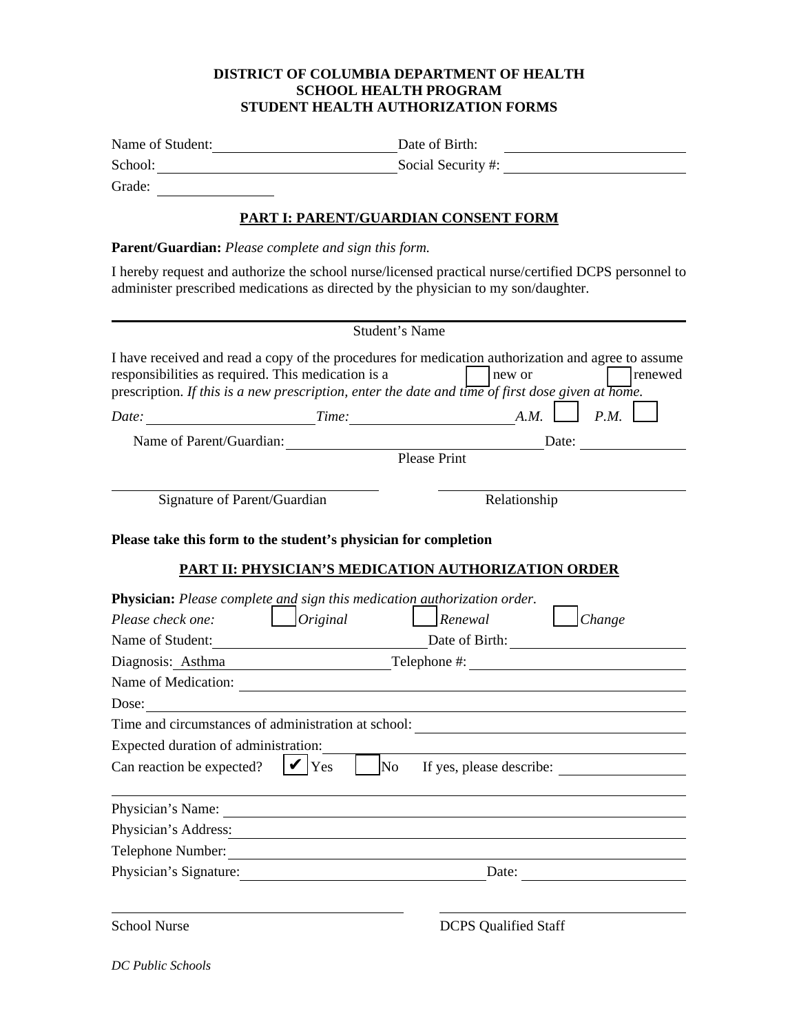**DISTRICT OF COLUMBIA DEPARTMENT OF HEALTH**
**SCHOOL HEALTH PROGRAM**
**STUDENT HEALTH AUTHORIZATION FORMS**

Name of Student: \_\_\_\_\_\_\_\_\_\_\_\_\_\_\_\_\_\_\_\_\_\_\_\_ Date of Birth: \_\_\_\_\_\_\_\_\_\_\_\_\_\_\_\_\_\_\_\_\_\_\_\_

School: \_\_\_\_\_\_\_\_\_\_\_\_\_\_\_\_\_\_\_\_\_\_\_\_\_\_\_\_\_\_ Social Security #: \_\_\_\_\_\_\_\_\_\_\_\_\_\_\_\_\_\_\_\_\_\_\_\_

Grade: \_\_\_\_\_\_\_\_\_\_\_\_\_\_\_

## PART I: PARENT/GUARDIAN CONSENT FORM

**Parent/Guardian:** *Please complete and sign this form.*

I hereby request and authorize the school nurse/licensed practical nurse/certified DCPS personnel to administer prescribed medications as directed by the physician to my son/daughter.

\_\_\_\_\_\_\_\_\_\_\_\_\_\_\_\_\_\_\_\_\_\_\_\_\_\_\_\_\_\_\_\_\_\_\_\_\_\_\_\_\_\_\_\_\_\_\_\_\_\_\_\_\_\_\_\_\_\_\_\_\_\_\_\_

Student's Name

I have received and read a copy of the procedures for medication authorization and agree to assume responsibilities as required. This medication is a ☐ new or ☐ renewed prescription. *If this is a new prescription, enter the date and time of first dose given at home.*

*Date:* \_\_\_\_\_\_\_\_\_\_\_\_\_\_\_\_\_\_\_\_ *Time:* \_\_\_\_\_\_\_\_\_\_\_\_\_\_\_\_\_\_\_\_ *A.M.* ☐ *P.M.* ☐

Name of Parent/Guardian: \_\_\_\_\_\_\_\_\_\_\_\_\_\_\_\_\_\_\_\_\_\_\_\_\_\_\_\_\_\_\_\_\_\_ Date: \_\_\_\_\_\_\_\_\_\_\_\_\_\_
Please Print

\_\_\_\_\_\_\_\_\_\_\_\_\_\_\_\_\_\_\_\_\_\_\_\_\_\_\_\_\_\_ \_\_\_\_\_\_\_\_\_\_\_\_\_\_\_\_\_\_\_\_\_\_\_\_\_\_\_\_\_\_

Signature of Parent/Guardian Relationship

**Please take this form to the student's physician for completion**

## PART II: PHYSICIAN'S MEDICATION AUTHORIZATION ORDER

**Physician:** *Please complete and sign this medication authorization order.*

*Please check one:* ☐ *Original* ☐ *Renewal* ☐ *Change*

Name of Student: \_\_\_\_\_\_\_\_\_\_\_\_\_\_\_\_\_\_\_\_\_\_\_\_\_\_ Date of Birth: \_\_\_\_\_\_\_\_\_\_\_\_\_\_\_\_\_\_\_\_\_\_\_\_

Diagnosis: Asthma \_\_\_\_\_\_\_\_\_\_\_\_\_\_\_\_\_\_\_\_\_\_ Telephone #: \_\_\_\_\_\_\_\_\_\_\_\_\_\_\_\_\_\_\_\_\_\_\_\_\_\_

Name of Medication: \_\_\_\_\_\_\_\_\_\_\_\_\_\_\_\_\_\_\_\_\_\_\_\_\_\_\_\_\_\_\_\_\_\_\_\_\_\_\_\_\_\_\_\_\_\_\_\_\_\_\_\_\_\_

Dose: \_\_\_\_\_\_\_\_\_\_\_\_\_\_\_\_\_\_\_\_\_\_\_\_\_\_\_\_\_\_\_\_\_\_\_\_\_\_\_\_\_\_\_\_\_\_\_\_\_\_\_\_\_\_\_\_\_\_\_\_\_\_\_\_

Time and circumstances of administration at school: \_\_\_\_\_\_\_\_\_\_\_\_\_\_\_\_\_\_\_\_\_\_\_\_\_\_\_\_\_\_

Expected duration of administration: \_\_\_\_\_\_\_\_\_\_\_\_\_\_\_\_\_\_\_\_\_\_\_\_\_\_\_\_\_\_\_\_\_\_\_\_\_\_\_\_\_

Can reaction be expected? ☑ Yes ☐ No If yes, please describe: \_\_\_\_\_\_\_\_\_\_\_\_\_\_\_\_

\_\_\_\_\_\_\_\_\_\_\_\_\_\_\_\_\_\_\_\_\_\_\_\_\_\_\_\_\_\_\_\_\_\_\_\_\_\_\_\_\_\_\_\_\_\_\_\_\_\_\_\_\_\_\_\_\_\_\_\_\_\_\_\_

Physician's Name: \_\_\_\_\_\_\_\_\_\_\_\_\_\_\_\_\_\_\_\_\_\_\_\_\_\_\_\_\_\_\_\_\_\_\_\_\_\_\_\_\_\_\_\_\_\_\_\_\_\_\_\_\_\_

Physician's Address: \_\_\_\_\_\_\_\_\_\_\_\_\_\_\_\_\_\_\_\_\_\_\_\_\_\_\_\_\_\_\_\_\_\_\_\_\_\_\_\_\_\_\_\_\_\_\_\_\_\_\_\_

Telephone Number: \_\_\_\_\_\_\_\_\_\_\_\_\_\_\_\_\_\_\_\_\_\_\_\_\_\_\_\_\_\_\_\_\_\_\_\_\_\_\_\_\_\_\_\_\_\_\_\_\_\_\_\_

Physician's Signature: \_\_\_\_\_\_\_\_\_\_\_\_\_\_\_\_\_\_\_\_\_\_\_\_\_\_\_\_\_\_ Date: \_\_\_\_\_\_\_\_\_\_\_\_\_\_\_\_\_\_\_\_

\_\_\_\_\_\_\_\_\_\_\_\_\_\_\_\_\_\_\_\_\_\_\_\_\_\_\_\_\_\_\_\_\_\_\_\_ \_\_\_\_\_\_\_\_\_\_\_\_\_\_\_\_\_\_\_\_\_\_\_\_\_\_\_\_\_\_

School Nurse DCPS Qualified Staff

*DC Public Schools*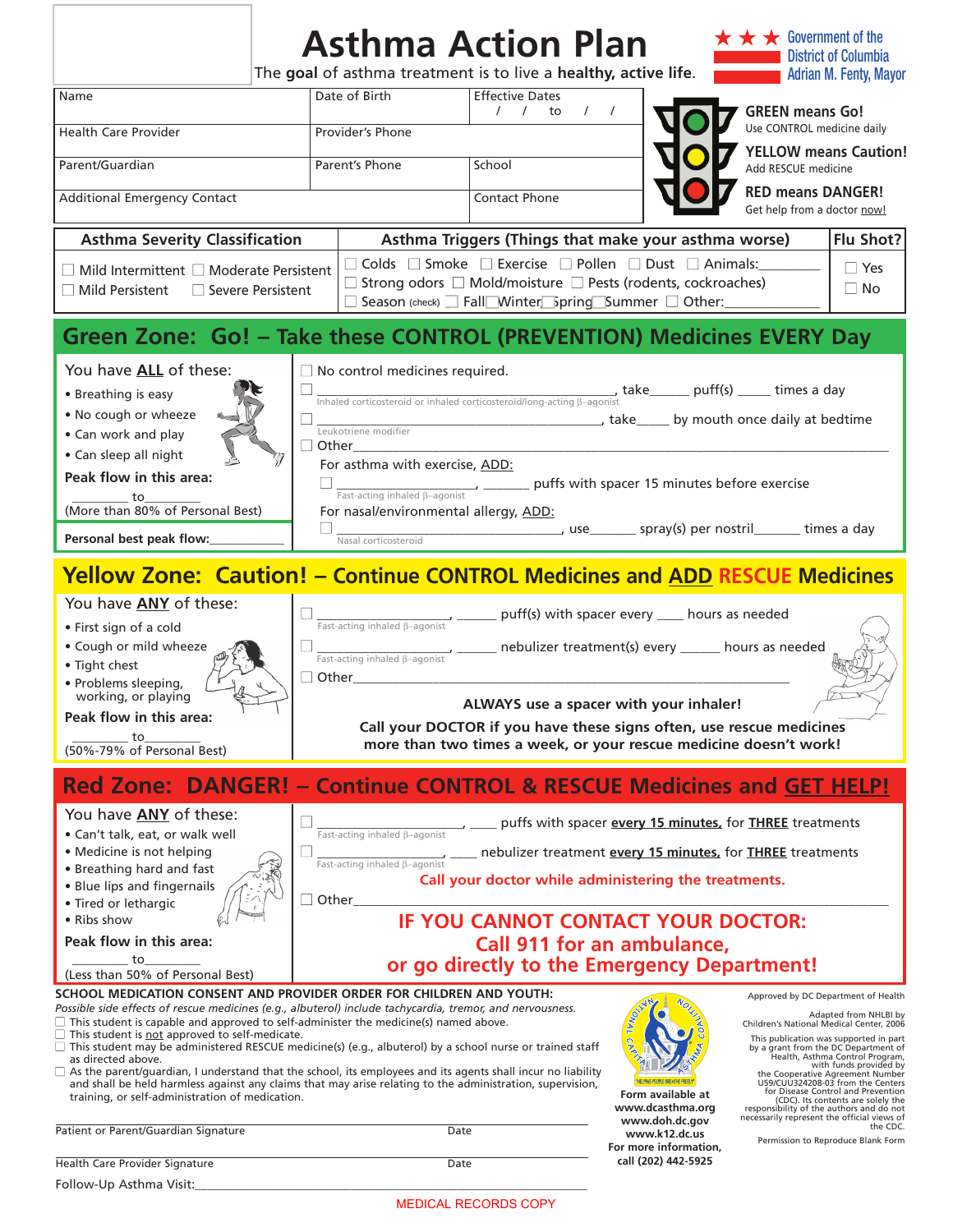# Asthma Action Plan

The **goal** of asthma treatment is to live a **healthy, active life.**

Government of the District of Columbia
Adrian M. Fenty, Mayor

| Name | Date of Birth | Effective Dates / / to / / |
|---|---|---|
| Health Care Provider | Provider's Phone | |
| Parent/Guardian | Parent's Phone | School |
| Additional Emergency Contact | | Contact Phone |

**GREEN means Go!** Use CONTROL medicine daily

**YELLOW means Caution!** Add RESCUE medicine

**RED means DANGER!** Get help from a doctor now!

| Asthma Severity Classification | Asthma Triggers (Things that make your asthma worse) | Flu Shot? |
|---|---|---|
| ☐ Mild Intermittent ☐ Moderate Persistent ☐ Mild Persistent ☐ Severe Persistent | ☐ Colds ☐ Smoke ☐ Exercise ☐ Pollen ☐ Dust ☐ Animals:________ ☐ Strong odors ☐ Mold/moisture ☐ Pests (rodents, cockroaches) ☐ Season (check) ☐ Fall ☐ Winter ☐ Spring ☐ Summer ☐ Other:__________ | ☐ Yes ☐ No |

## Green Zone: Go! – Take these CONTROL (PREVENTION) Medicines EVERY Day

You have **ALL** of these:

- Breathing is easy
- No cough or wheeze
- Can work and play
- Can sleep all night

**Peak flow in this area:**

________ to ________
(More than 80% of Personal Best)

**Personal best peak flow:**___________

☐ No control medicines required.

☐ ______________________________, take_____ puff(s) _____ times a day
Inhaled corticosteroid or inhaled corticosteroid/long-acting β-agonist

☐ ______________________________, take_____ by mouth once daily at bedtime
Leukotriene modifier

☐ Other______________________________

For asthma with exercise, ADD:

☐ ____________________, ________ puffs with spacer 15 minutes before exercise
Fast-acting inhaled β-agonist

For nasal/environmental allergy, ADD:

☐ ______________________________, use______ spray(s) per nostril______ times a day
Nasal corticosteroid

## Yellow Zone: Caution! – Continue CONTROL Medicines and ADD RESCUE Medicines

You have **ANY** of these:

- First sign of a cold
- Cough or mild wheeze
- Tight chest
- Problems sleeping, working, or playing

**Peak flow in this area:**

________ to ________
(50%-79% of Personal Best)

☐ ____________________, ______ puff(s) with spacer every ____ hours as needed
Fast-acting inhaled β-agonist

☐ ____________________, ______ nebulizer treatment(s) every ______ hours as needed
Fast-acting inhaled β-agonist

☐ Other______________________________

**ALWAYS use a spacer with your inhaler!**

**Call your DOCTOR if you have these signs often, use rescue medicines more than two times a week, or your rescue medicine doesn't work!**

## Red Zone: DANGER! – Continue CONTROL & RESCUE Medicines and GET HELP!

You have **ANY** of these:

- Can't talk, eat, or walk well
- Medicine is not helping
- Breathing hard and fast
- Blue lips and fingernails
- Tired or lethargic
- Ribs show

**Peak flow in this area:**

________ to ________
(Less than 50% of Personal Best)

☐ ____________________, ____ puffs with spacer **every 15 minutes,** for **THREE** treatments
Fast-acting inhaled β-agonist

☐ ____________________, ____ nebulizer treatment **every 15 minutes,** for **THREE** treatments
Fast-acting inhaled β-agonist

**Call your doctor while administering the treatments.**

☐ Other______________________________

**IF YOU CANNOT CONTACT YOUR DOCTOR: Call 911 for an ambulance, or go directly to the Emergency Department!**

**SCHOOL MEDICATION CONSENT AND PROVIDER ORDER FOR CHILDREN AND YOUTH:**

*Possible side effects of rescue medicines (e.g., albuterol) include tachycardia, tremor, and nervousness.*

☐ This student is capable and approved to self-administer the medicine(s) named above.
☐ This student is not approved to self-medicate.
☐ This student may be administered RESCUE medicine(s) (e.g., albuterol) by a school nurse or trained staff as directed above.
☐ As the parent/guardian, I understand that the school, its employees and its agents shall incur no liability and shall be held harmless against any claims that may arise relating to the administration, supervision, training, or self-administration of medication.

Patient or Parent/Guardian Signature ______________________ Date ________

Health Care Provider Signature ______________________ Date ________

Follow-Up Asthma Visit:______________________________

**Form available at**
**www.dcasthma.org**
**www.doh.dc.gov**
**www.k12.dc.us**
**For more information, call (202) 442-5925**

Approved by DC Department of Health

Adapted from NHLBI by Children's National Medical Center, 2006

This publication was supported in part by a grant from the DC Department of Health, Asthma Control Program, with funds provided by the Cooperative Agreement Number U59/CCU324208-03 from the Centers for Disease Control and Prevention (CDC). Its contents are solely the responsibility of the authors and do not necessarily represent the official views of the CDC.

Permission to Reproduce Blank Form

MEDICAL RECORDS COPY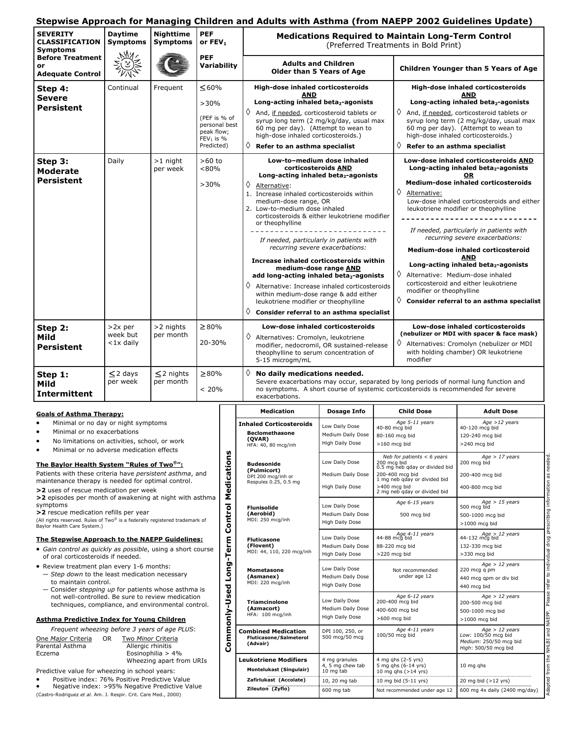## Stepwise Approach for Managing Children and Adults with Asthma (from NAEPP 2002 Guidelines Update)

| SEVERITY CLASSIFICATION Symptoms Before Treatment or Adequate Control | Daytime Symptoms | Nighttime Symptoms | PEF or $FEV_1$ / PEF Variability | Medications Required to Maintain Long-Term Control (Preferred Treatments in Bold Print): Adults and Children Older than 5 Years of Age | Children Younger than 5 Years of Age |
|---|---|---|---|---|---|
| **Step 4: Severe Persistent** | Continual | Frequent | ≤60% / >30% (PEF is % of personal best peak flow; $FEV_1$ is % Predicted) | **High-dose inhaled corticosteroids AND Long-acting inhaled beta$_2$-agonists** ◊ And, if needed, corticosteroid tablets or syrup long term (2 mg/kg/day, usual max 60 mg per day). (Attempt to wean to high-dose inhaled corticosteroids.) ◊ **Refer to an asthma specialist** | **High-dose inhaled corticosteroids AND Long-acting inhaled beta$_2$-agonists** ◊ And, if needed, corticosteroid tablets or syrup long term (2 mg/kg/day, usual max 60 mg per day). (Attempt to wean to high-dose inhaled corticosteroids.) ◊ **Refer to an asthma specialist** |
| **Step 3: Moderate Persistent** | Daily | >1 night per week | >60 to <80% / >30% | **Low-to-medium dose inhaled corticosteroids AND Long-acting inhaled beta$_2$-agonists** ◊ Alternative: 1. Increase inhaled corticosteroids within medium-dose range, OR 2. Low-to-medium dose inhaled corticosteroids & either leukotriene modifier or theophylline. *If needed, particularly in patients with recurring severe exacerbations:* **Increase inhaled corticosteroids within medium-dose range AND add long-acting inhaled beta$_2$-agonists** ◊ Alternative: Increase inhaled corticosteroids within medium-dose range & add either leukotriene modifier or theophylline ◊ **Consider referral to an asthma specialist** | **Low-dose inhaled corticosteroids AND Long-acting inhaled beta$_2$-agonists OR Medium-dose inhaled corticosteroids** ◊ Alternative: Low-dose inhaled corticosteroids and either leukotriene modifier or theophylline. *If needed, particularly in patients with recurring severe exacerbations:* **Medium-dose inhaled corticosteroid AND Long-acting inhaled beta$_2$-agonists** ◊ Alternative: Medium-dose inhaled corticosteroid and either leukotriene modifier or theophylline ◊ **Consider referral to an asthma specialist** |
| **Step 2: Mild Persistent** | >2x per week but <1x daily | >2 nights per month | ≥80% / 20-30% | **Low-dose inhaled corticosteroids** ◊ Alternatives: Cromolyn, leukotriene modifier, nedocromil, OR sustained-release theophylline to serum concentration of 5-15 microgm/mL | **Low-dose inhaled corticosteroids (nebulizer or MDI with spacer & face mask)** ◊ Alternatives: Cromolyn (nebulizer or MDI with holding chamber) OR leukotriene modifier |
| **Step 1: Mild Intermittent** | ≤2 days per week | ≤2 nights per month | ≥80% / < 20% | ◊ **No daily medications needed.** Severe exacerbations may occur, separated by long periods of normal lung function and no symptoms. A short course of systemic corticosteroids is recommended for severe exacerbations. | |

### Goals of Asthma Therapy:

- Minimal or no day or night symptoms
- Minimal or no exacerbations
- No limitations on activities, school, or work
- Minimal or no adverse medication effects

### The Baylor Health System "Rules of Two®":

Patients with these criteria have *persistent asthma*, and maintenance therapy is needed for optimal control.

**>2** uses of rescue medication per week
**>2** episodes per month of awakening at night with asthma symptoms
**>2** rescue medication refills per year

(All rights reserved. Rules of Two® is a federally registered trademark of Baylor Health Care System.)

### The Stepwise Approach to the NAEPP Guidelines:

- *Gain control as quickly as possible*, using a short course of oral corticosteroids if needed.
- Review treatment plan every 1-6 months:
  - *Step down* to the least medication necessary to maintain control.
  - Consider *stepping up* for patients whose asthma is not well-controlled. Be sure to review medication techniques, compliance, and environmental control.

### Asthma Predictive Index for Young Children

*Frequent wheezing before 3 years of age PLUS*:

| One Major Criteria | OR | Two Minor Criteria |
|---|---|---|
| Parental Asthma | | Allergic rhinitis |
| Eczema | | Eosinophilia > 4% |
| | | Wheezing apart from URIs |

Predictive value for wheezing in school years:

- Positive index: 76% Positive Predictive Value
- Negative index: >95% Negative Predictive Value

(Castro-Rodriguez *et al.* Am. J. Respir. Crit. Care Med., 2000)

### Commonly-Used Long-Term Control Medications

| Medication | Dosage Info | Child Dose | Adult Dose |
|---|---|---|---|
| **Inhaled Corticosteroids** | | | |
| **Beclomethasone (QVAR)** HFA: 40, 80 mcg/inh | Low Daily Dose | *Age 5-11 years* 40-80 mcg bid | *Age >12 years* 40-120 mcg bid |
| | Medium Daily Dose | 80-160 mcg bid | 120-240 mcg bid |
| | High Daily Dose | >160 mcg bid | >240 mcg bid |
| **Budesonide (Pulmicort)** DPI 200 mcg/inh or Respules 0.25, 0.5 mg | Low Daily Dose | *Neb for patients < 6 years* 200 mcg bid; 0.5 mg neb qday or divided bid | *Age > 17 years* 200 mcg bid |
| | Medium Daily Dose | 200-400 mcg bid; 1 mg neb qday or divided bid | 200-400 mcg bid |
| | High Daily Dose | >400 mcg bid; 2 mg neb qday or divided bid | 400-800 mcg bid |
| **Flunisolide (Aerobid)** MDI: 250 mcg/inh | Low Daily Dose | *Age 6-15 years* | *Age > 15 years* 500 mcg bid |
| | Medium Daily Dose | 500 mcg bid | 500-1000 mcg bid |
| | High Daily Dose | | >1000 mcg bid |
| **Fluticasone (Flovent)** MDI: 44, 110, 220 mcg/inh | Low Daily Dose | *Age 4-11 years* 44-88 mcg bid | *Age > 12 years* 44-132 mcg bid |
| | Medium Daily Dose | 88-220 mcg bid | 132-330 mcg bid |
| | High Daily Dose | >220 mcg bid | >330 mcg bid |
| **Mometasone (Asmanex)** MDI: 220 mcg/inh | Low Daily Dose | Not recommended under age 12 | *Age > 12 years* 220 mcg q pm |
| | Medium Daily Dose | | 440 mcg qpm or div bid |
| | High Daily Dose | | 440 mcg bid |
| **Triamcinolone (Azmacort)** HFA: 100 mcg/inh | Low Daily Dose | *Age 6-12 years* 200-400 mcg bid | *Age > 12 years* 200-500 mcg bid |
| | Medium Daily Dose | 400-600 mcg bid | 500-1000 mcg bid |
| | High Daily Dose | >600 mcg bid | >1000 mcg bid |
| **Combined Medication** **Fluticasone/Salmeterol (Advair)** | DPI 100, 250, or 500 mcg/50 mcg | *Age 4-11 years* 100/50 mcg bid | *Age > 12 years* *Low*: 100/50 mcg bid; *Medium*: 250/50 mcg bid; *High*: 500/50 mcg bid |
| **Leukotriene Modifiers** | | | |
| **Montelukast (Singulair)** | 4 mg granules; 4, 5 mg chew tab; 10 mg tab | 4 mg qhs (2-5 yrs); 5 mg qhs (6-14 yrs); 10 mg qhs (>14 yrs) | 10 mg qhs |
| **Zafirlukast (Accolate)** | 10, 20 mg tab | 10 mg bid (5-11 yrs) | 20 mg bid (>12 yrs) |
| **Zileuton (Zyflo)** | 600 mg tab | Not recommended under age 12 | 600 mg 4x daily (2400 mg/day) |

Adapted from the NHLBI and NAEPP. Please refer to individual drug prescribing information as needed.